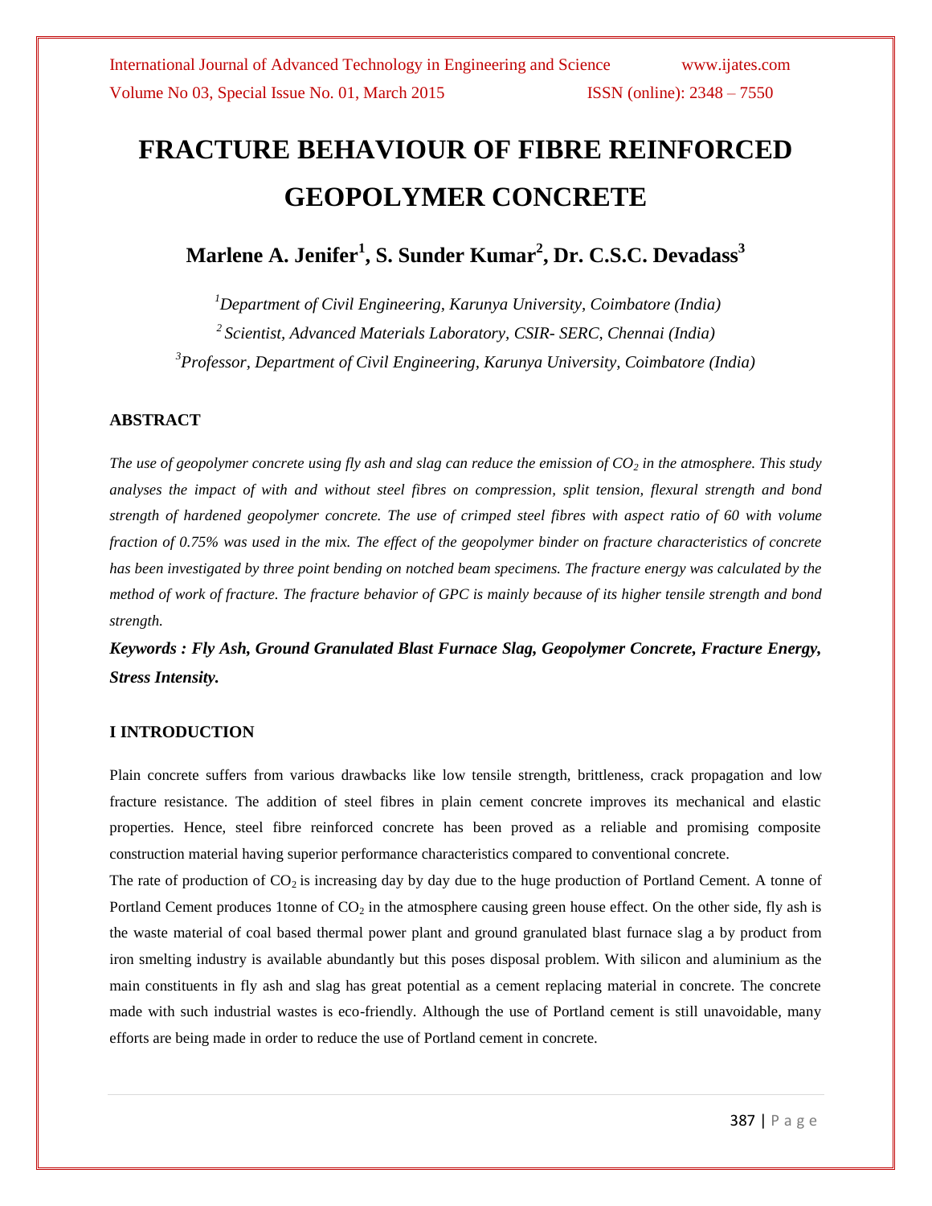# FRACTURE BEHAVIOUR OF FIBRE REINFORCED GEOPOLYMER CONCRETE

**Marlene A. Jenifer[1], S. Sunder Kumar[2], Dr. C.S.C. Devadass[3]**

*[1]Department of Civil Engineering, Karunya University, Coimbatore (India)*
*[2] Scientist, Advanced Materials Laboratory, CSIR- SERC, Chennai (India)*
*[3]Professor, Department of Civil Engineering, Karunya University, Coimbatore (India)*

### ABSTRACT

*The use of geopolymer concrete using fly ash and slag can reduce the emission of $CO_2$ in the atmosphere. This study analyses the impact of with and without steel fibres on compression, split tension, flexural strength and bond strength of hardened geopolymer concrete. The use of crimped steel fibres with aspect ratio of 60 with volume fraction of 0.75% was used in the mix. The effect of the geopolymer binder on fracture characteristics of concrete has been investigated by three point bending on notched beam specimens. The fracture energy was calculated by the method of work of fracture. The fracture behavior of GPC is mainly because of its higher tensile strength and bond strength.*

***Keywords : Fly Ash, Ground Granulated Blast Furnace Slag, Geopolymer Concrete, Fracture Energy, Stress Intensity.***

### I INTRODUCTION

Plain concrete suffers from various drawbacks like low tensile strength, brittleness, crack propagation and low fracture resistance. The addition of steel fibres in plain cement concrete improves its mechanical and elastic properties. Hence, steel fibre reinforced concrete has been proved as a reliable and promising composite construction material having superior performance characteristics compared to conventional concrete.

The rate of production of $CO_2$ is increasing day by day due to the huge production of Portland Cement. A tonne of Portland Cement produces 1tonne of $CO_2$ in the atmosphere causing green house effect. On the other side, fly ash is the waste material of coal based thermal power plant and ground granulated blast furnace slag a by product from iron smelting industry is available abundantly but this poses disposal problem. With silicon and aluminium as the main constituents in fly ash and slag has great potential as a cement replacing material in concrete. The concrete made with such industrial wastes is eco-friendly. Although the use of Portland cement is still unavoidable, many efforts are being made in order to reduce the use of Portland cement in concrete.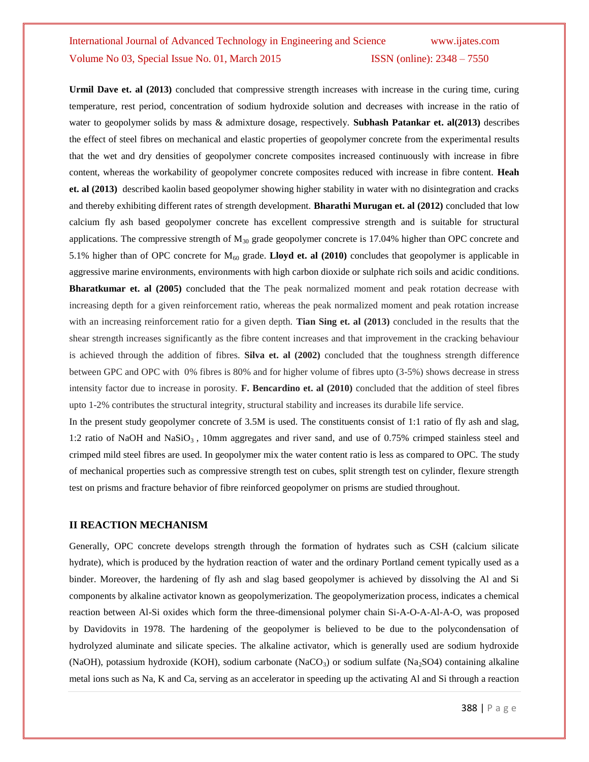**Urmil Dave et. al (2013)** concluded that compressive strength increases with increase in the curing time, curing temperature, rest period, concentration of sodium hydroxide solution and decreases with increase in the ratio of water to geopolymer solids by mass & admixture dosage, respectively. **Subhash Patankar et. al(2013)** describes the effect of steel fibres on mechanical and elastic properties of geopolymer concrete from the experimental results that the wet and dry densities of geopolymer concrete composites increased continuously with increase in fibre content, whereas the workability of geopolymer concrete composites reduced with increase in fibre content. **Heah et. al (2013)** described kaolin based geopolymer showing higher stability in water with no disintegration and cracks and thereby exhibiting different rates of strength development. **Bharathi Murugan et. al (2012)** concluded that low calcium fly ash based geopolymer concrete has excellent compressive strength and is suitable for structural applications. The compressive strength of $M_{30}$ grade geopolymer concrete is 17.04% higher than OPC concrete and 5.1% higher than of OPC concrete for $M_{60}$ grade. **Lloyd et. al (2010)** concludes that geopolymer is applicable in aggressive marine environments, environments with high carbon dioxide or sulphate rich soils and acidic conditions. **Bharatkumar et. al (2005)** concluded that the The peak normalized moment and peak rotation decrease with increasing depth for a given reinforcement ratio, whereas the peak normalized moment and peak rotation increase with an increasing reinforcement ratio for a given depth. **Tian Sing et. al (2013)** concluded in the results that the shear strength increases significantly as the fibre content increases and that improvement in the cracking behaviour is achieved through the addition of fibres. **Silva et. al (2002)** concluded that the toughness strength difference between GPC and OPC with 0% fibres is 80% and for higher volume of fibres upto (3-5%) shows decrease in stress intensity factor due to increase in porosity. **F. Bencardino et. al (2010)** concluded that the addition of steel fibres upto 1-2% contributes the structural integrity, structural stability and increases its durabile life service.

In the present study geopolymer concrete of 3.5M is used. The constituents consist of 1:1 ratio of fly ash and slag, 1:2 ratio of NaOH and $NaSiO_3$ , 10mm aggregates and river sand, and use of 0.75% crimped stainless steel and crimped mild steel fibres are used. In geopolymer mix the water content ratio is less as compared to OPC. The study of mechanical properties such as compressive strength test on cubes, split strength test on cylinder, flexure strength test on prisms and fracture behavior of fibre reinforced geopolymer on prisms are studied throughout.

## II REACTION MECHANISM

Generally, OPC concrete develops strength through the formation of hydrates such as CSH (calcium silicate hydrate), which is produced by the hydration reaction of water and the ordinary Portland cement typically used as a binder. Moreover, the hardening of fly ash and slag based geopolymer is achieved by dissolving the Al and Si components by alkaline activator known as geopolymerization. The geopolymerization process, indicates a chemical reaction between Al-Si oxides which form the three-dimensional polymer chain Si-A-O-A-Al-A-O, was proposed by Davidovits in 1978. The hardening of the geopolymer is believed to be due to the polycondensation of hydrolyzed aluminate and silicate species. The alkaline activator, which is generally used are sodium hydroxide (NaOH), potassium hydroxide (KOH), sodium carbonate ($NaCO_3$) or sodium sulfate ($Na_2SO4$) containing alkaline metal ions such as Na, K and Ca, serving as an accelerator in speeding up the activating Al and Si through a reaction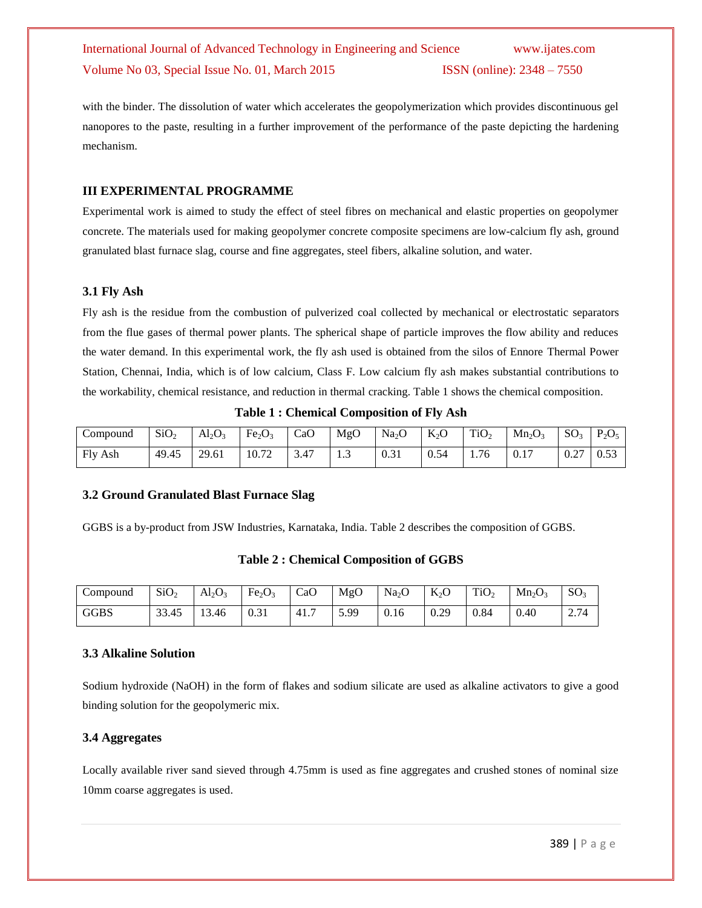with the binder. The dissolution of water which accelerates the geopolymerization which provides discontinuous gel nanopores to the paste, resulting in a further improvement of the performance of the paste depicting the hardening mechanism.

## III EXPERIMENTAL PROGRAMME

Experimental work is aimed to study the effect of steel fibres on mechanical and elastic properties on geopolymer concrete. The materials used for making geopolymer concrete composite specimens are low-calcium fly ash, ground granulated blast furnace slag, course and fine aggregates, steel fibers, alkaline solution, and water.

### 3.1 Fly Ash

Fly ash is the residue from the combustion of pulverized coal collected by mechanical or electrostatic separators from the flue gases of thermal power plants. The spherical shape of particle improves the flow ability and reduces the water demand. In this experimental work, the fly ash used is obtained from the silos of Ennore Thermal Power Station, Chennai, India, which is of low calcium, Class F. Low calcium fly ash makes substantial contributions to the workability, chemical resistance, and reduction in thermal cracking. Table 1 shows the chemical composition.

**Table 1 : Chemical Composition of Fly Ash**

| Compound | $SiO_2$ | $Al_2O_3$ | $Fe_2O_3$ | CaO | MgO | $Na_2O$ | $K_2O$ | $TiO_2$ | $Mn_2O_3$ | $SO_3$ | $P_2O_5$ |
|---|---|---|---|---|---|---|---|---|---|---|---|
| Fly Ash | 49.45 | 29.61 | 10.72 | 3.47 | 1.3 | 0.31 | 0.54 | 1.76 | 0.17 | 0.27 | 0.53 |

### 3.2 Ground Granulated Blast Furnace Slag

GGBS is a by-product from JSW Industries, Karnataka, India. Table 2 describes the composition of GGBS.

**Table 2 : Chemical Composition of GGBS**

| Compound | $SiO_2$ | $Al_2O_3$ | $Fe_2O_3$ | CaO | MgO | $Na_2O$ | $K_2O$ | $TiO_2$ | $Mn_2O_3$ | $SO_3$ |
|---|---|---|---|---|---|---|---|---|---|---|
| GGBS | 33.45 | 13.46 | 0.31 | 41.7 | 5.99 | 0.16 | 0.29 | 0.84 | 0.40 | 2.74 |

### 3.3 Alkaline Solution

Sodium hydroxide (NaOH) in the form of flakes and sodium silicate are used as alkaline activators to give a good binding solution for the geopolymeric mix.

### 3.4 Aggregates

Locally available river sand sieved through 4.75mm is used as fine aggregates and crushed stones of nominal size 10mm coarse aggregates is used.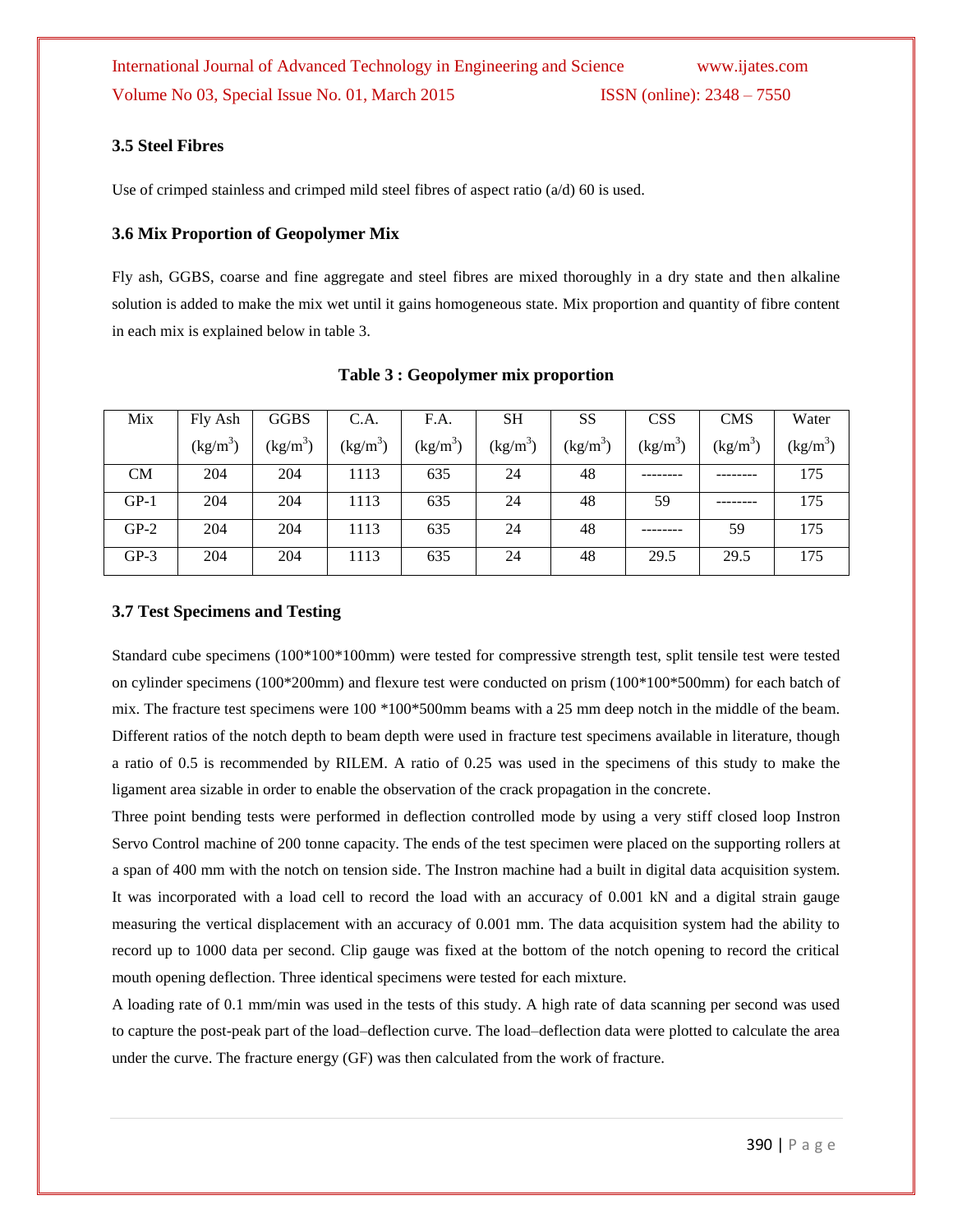### 3.5 Steel Fibres

Use of crimped stainless and crimped mild steel fibres of aspect ratio (a/d) 60 is used.

### 3.6 Mix Proportion of Geopolymer Mix

Fly ash, GGBS, coarse and fine aggregate and steel fibres are mixed thoroughly in a dry state and then alkaline solution is added to make the mix wet until it gains homogeneous state. Mix proportion and quantity of fibre content in each mix is explained below in table 3.

**Table 3 : Geopolymer mix proportion**

| Mix | Fly Ash ($kg/m^3$) | GGBS ($kg/m^3$) | C.A. ($kg/m^3$) | F.A. ($kg/m^3$) | SH ($kg/m^3$) | SS ($kg/m^3$) | CSS ($kg/m^3$) | CMS ($kg/m^3$) | Water ($kg/m^3$) |
|---|---|---|---|---|---|---|---|---|---|
| CM | 204 | 204 | 1113 | 635 | 24 | 48 | -------- | -------- | 175 |
| GP-1 | 204 | 204 | 1113 | 635 | 24 | 48 | 59 | -------- | 175 |
| GP-2 | 204 | 204 | 1113 | 635 | 24 | 48 | -------- | 59 | 175 |
| GP-3 | 204 | 204 | 1113 | 635 | 24 | 48 | 29.5 | 29.5 | 175 |

### 3.7 Test Specimens and Testing

Standard cube specimens (100*100*100mm) were tested for compressive strength test, split tensile test were tested on cylinder specimens (100*200mm) and flexure test were conducted on prism (100*100*500mm) for each batch of mix. The fracture test specimens were 100 *100*500mm beams with a 25 mm deep notch in the middle of the beam. Different ratios of the notch depth to beam depth were used in fracture test specimens available in literature, though a ratio of 0.5 is recommended by RILEM. A ratio of 0.25 was used in the specimens of this study to make the ligament area sizable in order to enable the observation of the crack propagation in the concrete.

Three point bending tests were performed in deflection controlled mode by using a very stiff closed loop Instron Servo Control machine of 200 tonne capacity. The ends of the test specimen were placed on the supporting rollers at a span of 400 mm with the notch on tension side. The Instron machine had a built in digital data acquisition system. It was incorporated with a load cell to record the load with an accuracy of 0.001 kN and a digital strain gauge measuring the vertical displacement with an accuracy of 0.001 mm. The data acquisition system had the ability to record up to 1000 data per second. Clip gauge was fixed at the bottom of the notch opening to record the critical mouth opening deflection. Three identical specimens were tested for each mixture.

A loading rate of 0.1 mm/min was used in the tests of this study. A high rate of data scanning per second was used to capture the post-peak part of the load–deflection curve. The load–deflection data were plotted to calculate the area under the curve. The fracture energy (GF) was then calculated from the work of fracture.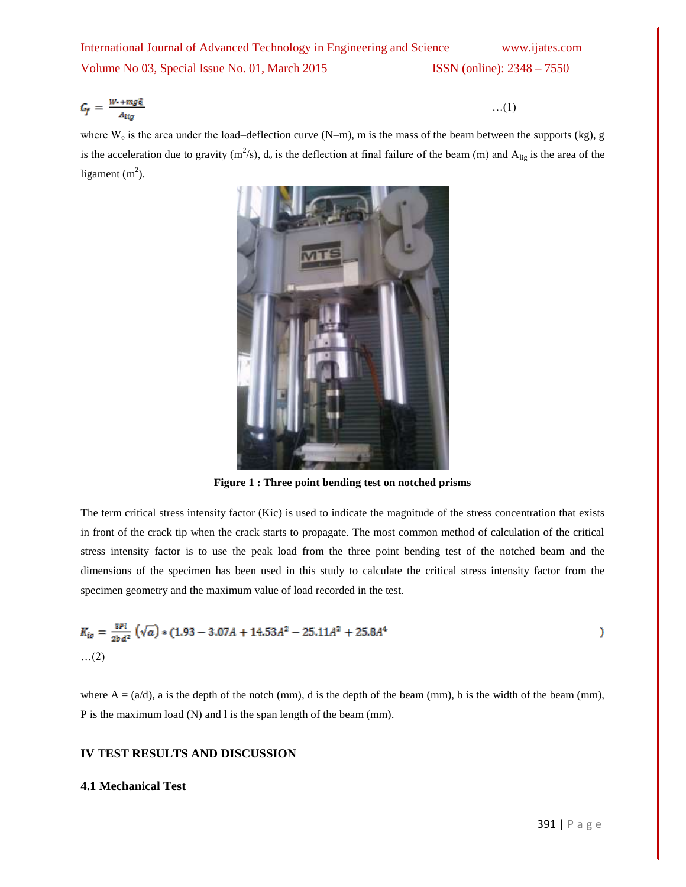$$G_f = \frac{W_o + mgd_o}{A_{lig}} \quad \ldots(1)$$

where $W_o$ is the area under the load–deflection curve (N–m), m is the mass of the beam between the supports (kg), g is the acceleration due to gravity ($m^2/s$), $d_o$ is the deflection at final failure of the beam (m) and $A_{lig}$ is the area of the ligament ($m^2$).

**Figure 1 : Three point bending test on notched prisms**

The term critical stress intensity factor (Kic) is used to indicate the magnitude of the stress concentration that exists in front of the crack tip when the crack starts to propagate. The most common method of calculation of the critical stress intensity factor is to use the peak load from the three point bending test of the notched beam and the dimensions of the specimen has been used in this study to calculate the critical stress intensity factor from the specimen geometry and the maximum value of load recorded in the test.

$$K_{ic} = \frac{3Pl}{2bd^2}\left(\sqrt{a}\right) * (1.93 - 3.07A + 14.53A^2 - 25.11A^3 + 25.8A^4) \quad \ldots(2)$$

where A = (a/d), a is the depth of the notch (mm), d is the depth of the beam (mm), b is the width of the beam (mm), P is the maximum load (N) and l is the span length of the beam (mm).

## IV TEST RESULTS AND DISCUSSION

### 4.1 Mechanical Test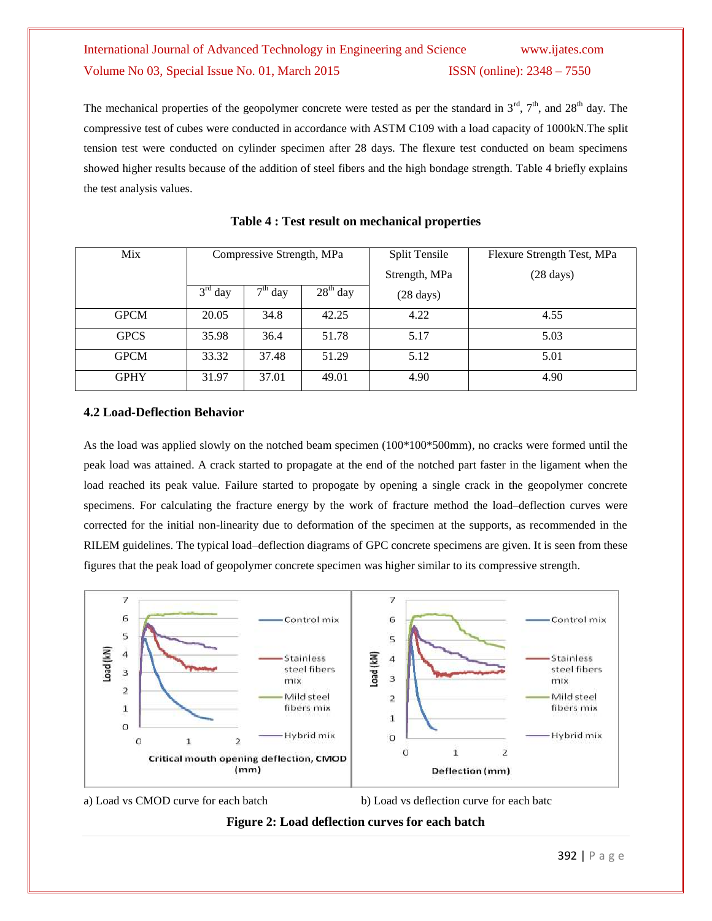The mechanical properties of the geopolymer concrete were tested as per the standard in 3rd, 7th, and 28th day. The compressive test of cubes were conducted in accordance with ASTM C109 with a load capacity of 1000kN.The split tension test were conducted on cylinder specimen after 28 days. The flexure test conducted on beam specimens showed higher results because of the addition of steel fibers and the high bondage strength. Table 4 briefly explains the test analysis values.

**Table 4 : Test result on mechanical properties**

| Mix | Compressive Strength, MPa | | | Split Tensile Strength, MPa (28 days) | Flexure Strength Test, MPa (28 days) |
|---|---|---|---|---|---|
| | 3rd day | 7th day | 28th day | | |
| GPCM | 20.05 | 34.8 | 42.25 | 4.22 | 4.55 |
| GPCS | 35.98 | 36.4 | 51.78 | 5.17 | 5.03 |
| GPCM | 33.32 | 37.48 | 51.29 | 5.12 | 5.01 |
| GPHY | 31.97 | 37.01 | 49.01 | 4.90 | 4.90 |

### 4.2 Load-Deflection Behavior

As the load was applied slowly on the notched beam specimen (100*100*500mm), no cracks were formed until the peak load was attained. A crack started to propagate at the end of the notched part faster in the ligament when the load reached its peak value. Failure started to propogate by opening a single crack in the geopolymer concrete specimens. For calculating the fracture energy by the work of fracture method the load–deflection curves were corrected for the initial non-linearity due to deformation of the specimen at the supports, as recommended in the RILEM guidelines. The typical load–deflection diagrams of GPC concrete specimens are given. It is seen from these figures that the peak load of geopolymer concrete specimen was higher similar to its compressive strength.

a) Load vs CMOD curve for each batch b) Load vs deflection curve for each batc

**Figure 2: Load deflection curves for each batch**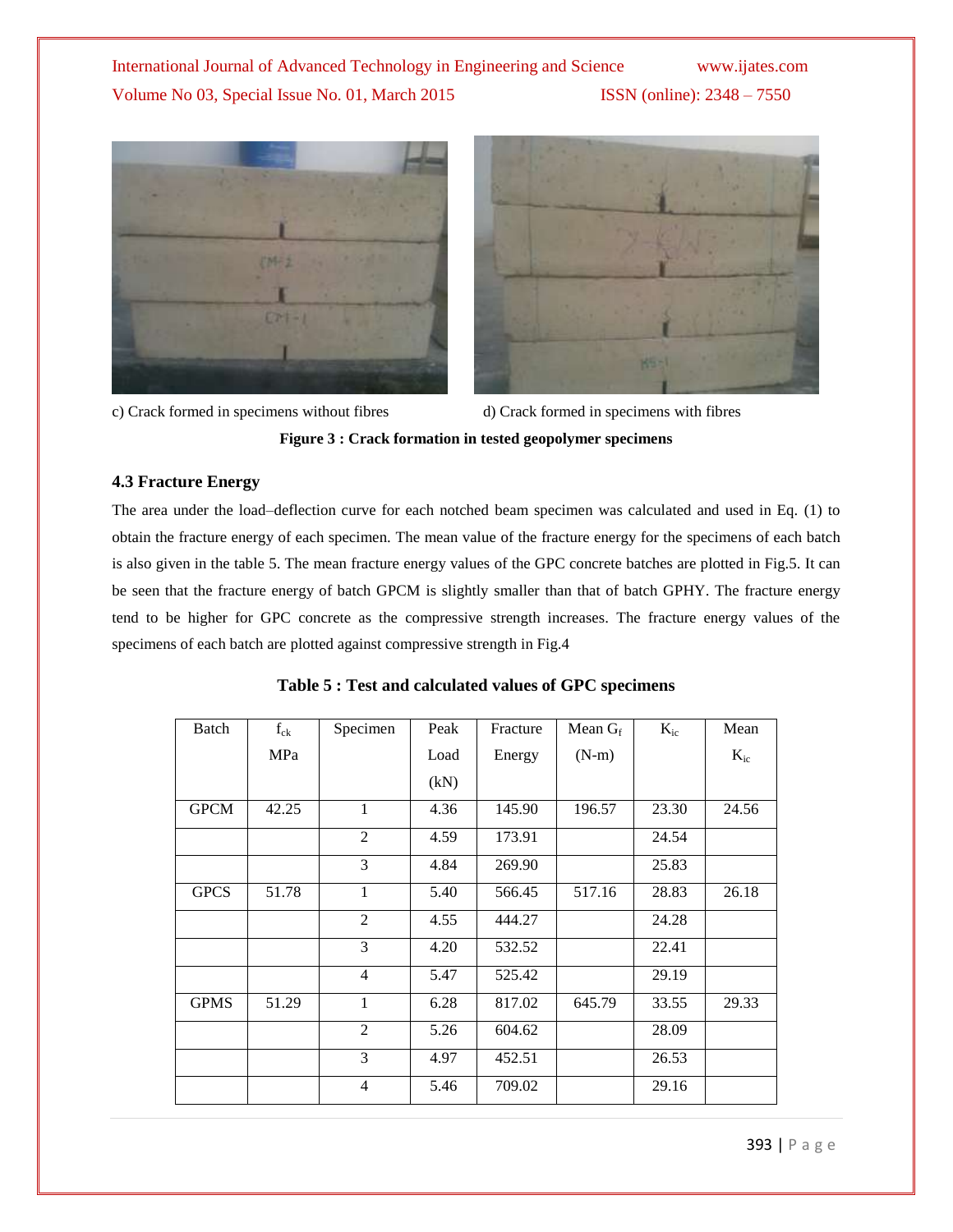c) Crack formed in specimens without fibres

d) Crack formed in specimens with fibres

**Figure 3 : Crack formation in tested geopolymer specimens**

### 4.3 Fracture Energy

The area under the load–deflection curve for each notched beam specimen was calculated and used in Eq. (1) to obtain the fracture energy of each specimen. The mean value of the fracture energy for the specimens of each batch is also given in the table 5. The mean fracture energy values of the GPC concrete batches are plotted in Fig.5. It can be seen that the fracture energy of batch GPCM is slightly smaller than that of batch GPHY. The fracture energy tend to be higher for GPC concrete as the compressive strength increases. The fracture energy values of the specimens of each batch are plotted against compressive strength in Fig.4

**Table 5 : Test and calculated values of GPC specimens**

| Batch | $f_{ck}$ MPa | Specimen | Peak Load (kN) | Fracture Energy | Mean $G_f$ (N-m) | $K_{ic}$ | Mean $K_{ic}$ |
|---|---|---|---|---|---|---|---|
| GPCM | 42.25 | 1 | 4.36 | 145.90 | 196.57 | 23.30 | 24.56 |
| | | 2 | 4.59 | 173.91 | | 24.54 | |
| | | 3 | 4.84 | 269.90 | | 25.83 | |
| GPCS | 51.78 | 1 | 5.40 | 566.45 | 517.16 | 28.83 | 26.18 |
| | | 2 | 4.55 | 444.27 | | 24.28 | |
| | | 3 | 4.20 | 532.52 | | 22.41 | |
| | | 4 | 5.47 | 525.42 | | 29.19 | |
| GPMS | 51.29 | 1 | 6.28 | 817.02 | 645.79 | 33.55 | 29.33 |
| | | 2 | 5.26 | 604.62 | | 28.09 | |
| | | 3 | 4.97 | 452.51 | | 26.53 | |
| | | 4 | 5.46 | 709.02 | | 29.16 | |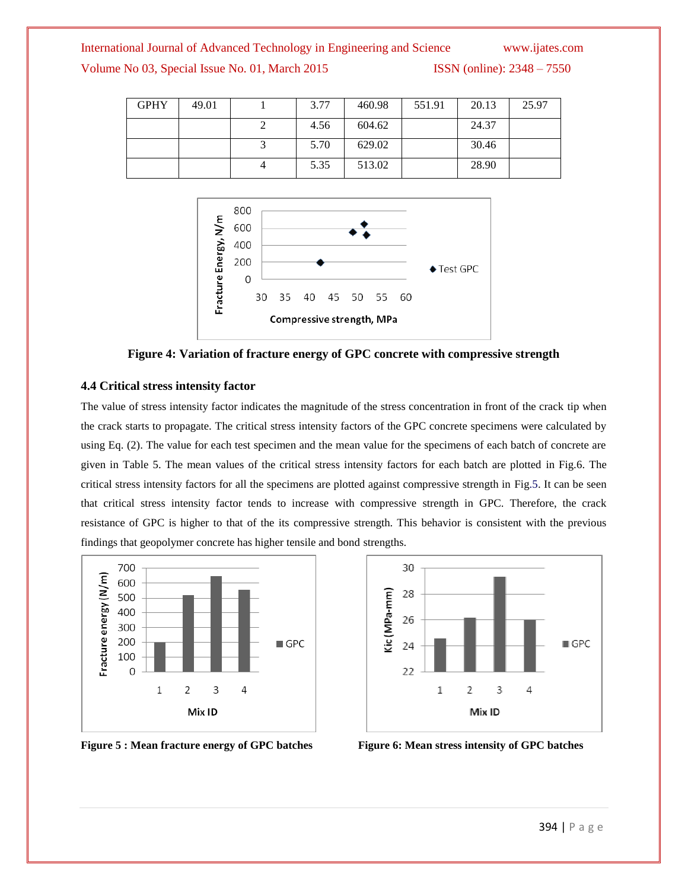| GPHY | 49.01 | 1 | 3.77 | 460.98 | 551.91 | 20.13 | 25.97 |
|---|---|---|---|---|---|---|---|
| | | 2 | 4.56 | 604.62 | | 24.37 | |
| | | 3 | 5.70 | 629.02 | | 30.46 | |
| | | 4 | 5.35 | 513.02 | | 28.90 | |

**Figure 4: Variation of fracture energy of GPC concrete with compressive strength**

### 4.4 Critical stress intensity factor

The value of stress intensity factor indicates the magnitude of the stress concentration in front of the crack tip when the crack starts to propagate. The critical stress intensity factors of the GPC concrete specimens were calculated by using Eq. (2). The value for each test specimen and the mean value for the specimens of each batch of concrete are given in Table 5. The mean values of the critical stress intensity factors for each batch are plotted in Fig.6. The critical stress intensity factors for all the specimens are plotted against compressive strength in Fig.5. It can be seen that critical stress intensity factor tends to increase with compressive strength in GPC. Therefore, the crack resistance of GPC is higher to that of the its compressive strength. This behavior is consistent with the previous findings that geopolymer concrete has higher tensile and bond strengths.

**Figure 5 : Mean fracture energy of GPC batches**

**Figure 6: Mean stress intensity of GPC batches**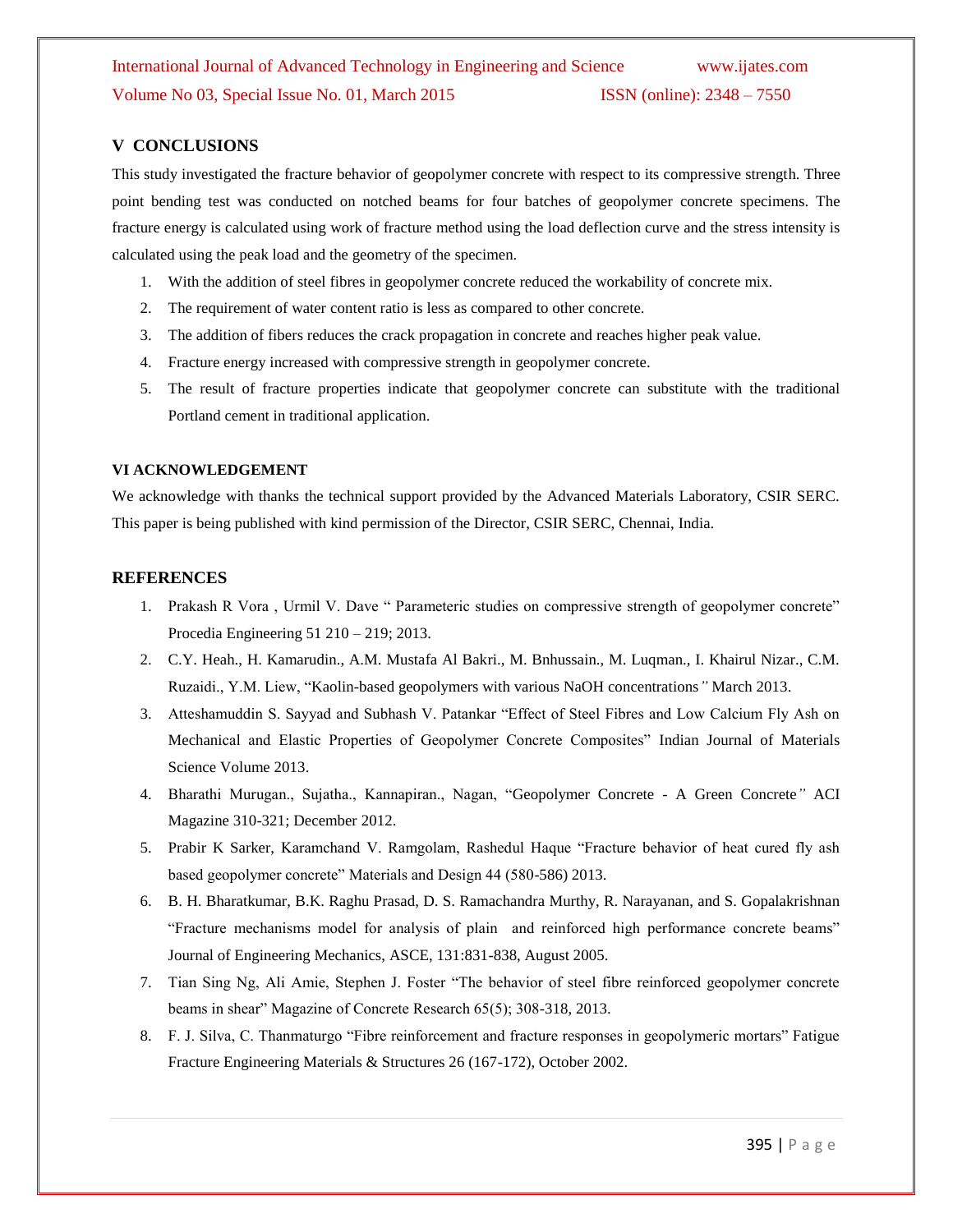## V CONCLUSIONS

This study investigated the fracture behavior of geopolymer concrete with respect to its compressive strength. Three point bending test was conducted on notched beams for four batches of geopolymer concrete specimens. The fracture energy is calculated using work of fracture method using the load deflection curve and the stress intensity is calculated using the peak load and the geometry of the specimen.

1. With the addition of steel fibres in geopolymer concrete reduced the workability of concrete mix.
2. The requirement of water content ratio is less as compared to other concrete.
3. The addition of fibers reduces the crack propagation in concrete and reaches higher peak value.
4. Fracture energy increased with compressive strength in geopolymer concrete.
5. The result of fracture properties indicate that geopolymer concrete can substitute with the traditional Portland cement in traditional application.

## VI ACKNOWLEDGEMENT

We acknowledge with thanks the technical support provided by the Advanced Materials Laboratory, CSIR SERC. This paper is being published with kind permission of the Director, CSIR SERC, Chennai, India.

## REFERENCES

1. Prakash R Vora , Urmil V. Dave " Parameteric studies on compressive strength of geopolymer concrete" Procedia Engineering 51 210 – 219; 2013.
2. C.Y. Heah., H. Kamarudin., A.M. Mustafa Al Bakri., M. Bnhussain., M. Luqman., I. Khairul Nizar., C.M. Ruzaidi., Y.M. Liew, "Kaolin-based geopolymers with various NaOH concentrations" March 2013.
3. Atteshamuddin S. Sayyad and Subhash V. Patankar "Effect of Steel Fibres and Low Calcium Fly Ash on Mechanical and Elastic Properties of Geopolymer Concrete Composites" Indian Journal of Materials Science Volume 2013.
4. Bharathi Murugan., Sujatha., Kannapiran., Nagan, "Geopolymer Concrete - A Green Concrete" ACI Magazine 310-321; December 2012.
5. Prabir K Sarker, Karamchand V. Ramgolam, Rashedul Haque "Fracture behavior of heat cured fly ash based geopolymer concrete" Materials and Design 44 (580-586) 2013.
6. B. H. Bharatkumar, B.K. Raghu Prasad, D. S. Ramachandra Murthy, R. Narayanan, and S. Gopalakrishnan "Fracture mechanisms model for analysis of plain and reinforced high performance concrete beams" Journal of Engineering Mechanics, ASCE, 131:831-838, August 2005.
7. Tian Sing Ng, Ali Amie, Stephen J. Foster "The behavior of steel fibre reinforced geopolymer concrete beams in shear" Magazine of Concrete Research 65(5); 308-318, 2013.
8. F. J. Silva, C. Thanmaturgo "Fibre reinforcement and fracture responses in geopolymeric mortars" Fatigue Fracture Engineering Materials & Structures 26 (167-172), October 2002.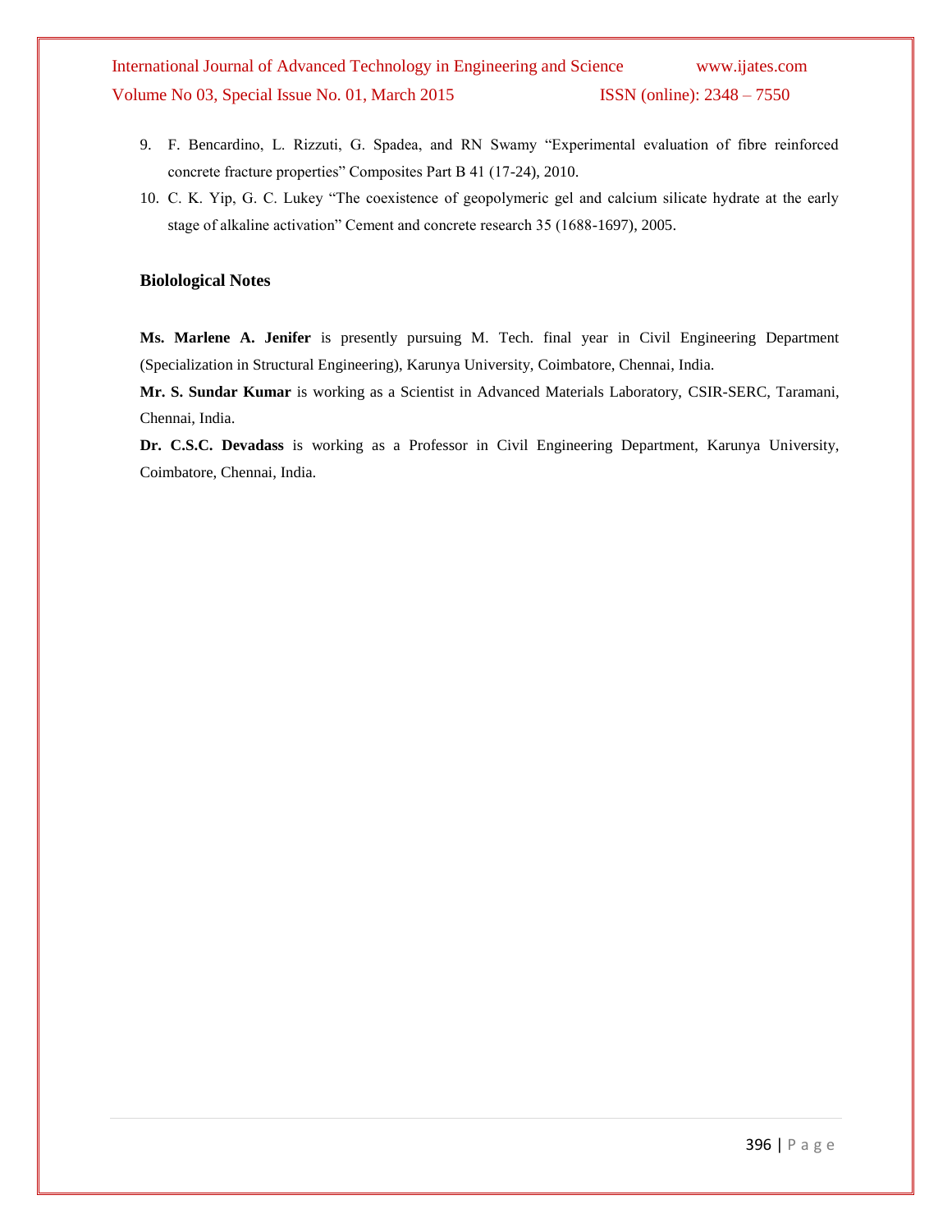9. F. Bencardino, L. Rizzuti, G. Spadea, and RN Swamy “Experimental evaluation of fibre reinforced concrete fracture properties” Composites Part B 41 (17-24), 2010.
10. C. K. Yip, G. C. Lukey “The coexistence of geopolymeric gel and calcium silicate hydrate at the early stage of alkaline activation” Cement and concrete research 35 (1688-1697), 2005.

### Biolological Notes

**Ms. Marlene A. Jenifer** is presently pursuing M. Tech. final year in Civil Engineering Department (Specialization in Structural Engineering), Karunya University, Coimbatore, Chennai, India.

**Mr. S. Sundar Kumar** is working as a Scientist in Advanced Materials Laboratory, CSIR-SERC, Taramani, Chennai, India.

**Dr. C.S.C. Devadass** is working as a Professor in Civil Engineering Department, Karunya University, Coimbatore, Chennai, India.